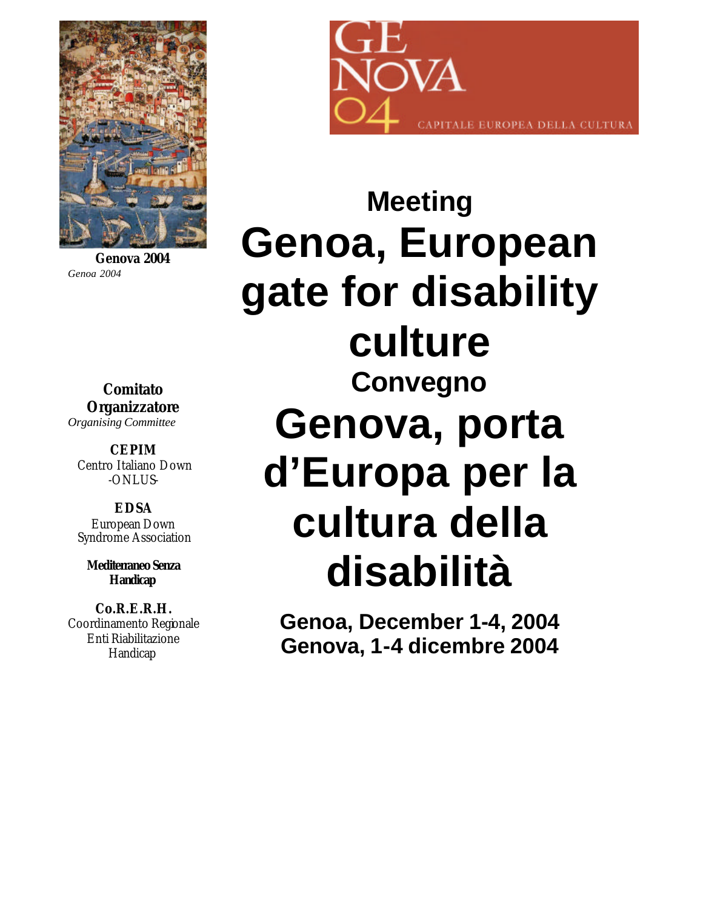**Genova 2004**
*Genoa 2004*

GE
NOVA
04
CAPITALE EUROPEA DELLA CULTURA

## Meeting

# Genoa, European gate for disability culture

## Convegno

# Genova, porta d'Europa per la cultura della disabilità

**Genoa, December 1-4, 2004**
**Genova, 1-4 dicembre 2004**

**Comitato Organizzatore**
*Organising Committee*

**CEPIM**
Centro Italiano Down
-ONLUS-

**EDSA**
European Down Syndrome Association

**Mediterraneo Senza Handicap**

**Co.R.E.R.H.**
Coordinamento Regionale Enti Riabilitazione Handicap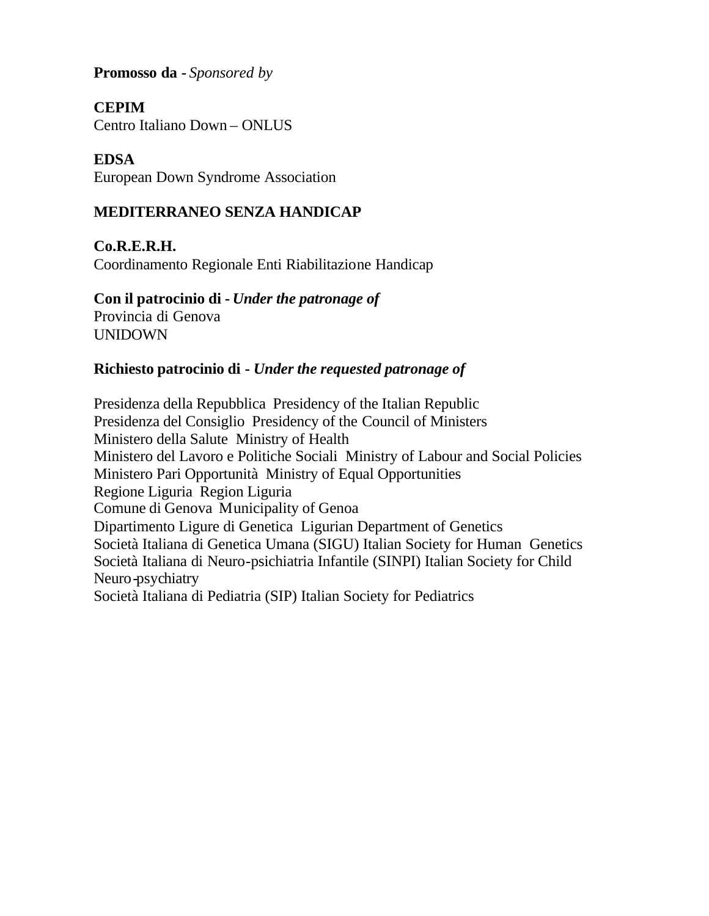**Promosso da** - *Sponsored by*

**CEPIM**
Centro Italiano Down – ONLUS

**EDSA**
European Down Syndrome Association

**MEDITERRANEO SENZA HANDICAP**

**Co.R.E.R.H.**
Coordinamento Regionale Enti Riabilitazione Handicap

**Con il patrocinio di** - ***Under the patronage of***
Provincia di Genova
UNIDOWN

**Richiesto patrocinio di** - ***Under the requested patronage of***

Presidenza della Repubblica Presidency of the Italian Republic
Presidenza del Consiglio Presidency of the Council of Ministers
Ministero della Salute Ministry of Health
Ministero del Lavoro e Politiche Sociali Ministry of Labour and Social Policies
Ministero Pari Opportunità Ministry of Equal Opportunities
Regione Liguria Region Liguria
Comune di Genova Municipality of Genoa
Dipartimento Ligure di Genetica Ligurian Department of Genetics
Società Italiana di Genetica Umana (SIGU) Italian Society for Human Genetics
Società Italiana di Neuro-psichiatria Infantile (SINPI) Italian Society for Child Neuro-psychiatry
Società Italiana di Pediatria (SIP) Italian Society for Pediatrics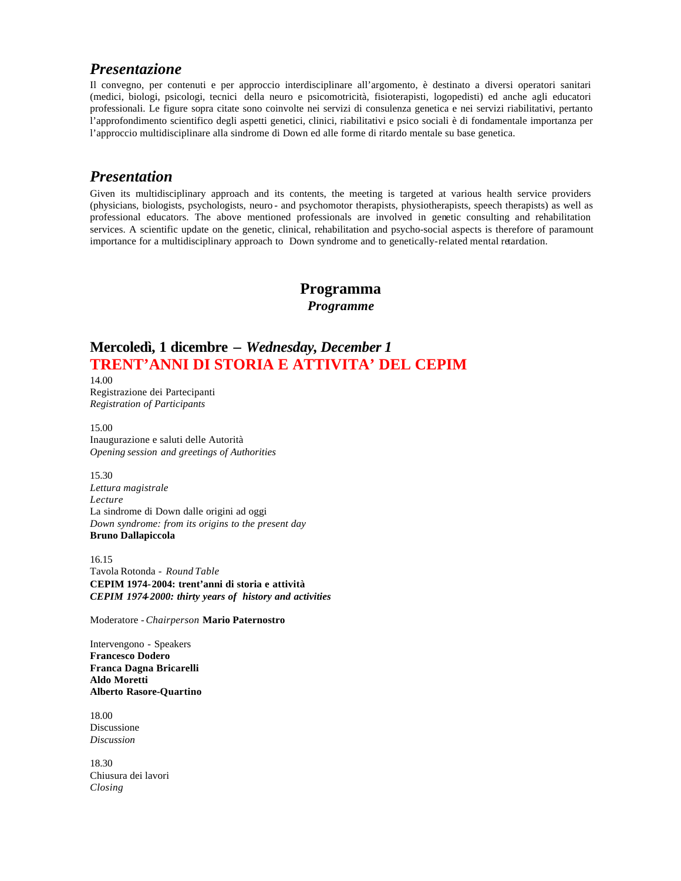## *Presentazione*

Il convegno, per contenuti e per approccio interdisciplinare all'argomento, è destinato a diversi operatori sanitari (medici, biologi, psicologi, tecnici della neuro e psicomotricità, fisioterapisti, logopedisti) ed anche agli educatori professionali. Le figure sopra citate sono coinvolte nei servizi di consulenza genetica e nei servizi riabilitativi, pertanto l'approfondimento scientifico degli aspetti genetici, clinici, riabilitativi e psico sociali è di fondamentale importanza per l'approccio multidisciplinare alla sindrome di Down ed alle forme di ritardo mentale su base genetica.

## *Presentation*

Given its multidisciplinary approach and its contents, the meeting is targeted at various health service providers (physicians, biologists, psychologists, neuro - and psychomotor therapists, physiotherapists, speech therapists) as well as professional educators. The above mentioned professionals are involved in genetic consulting and rehabilitation services. A scientific update on the genetic, clinical, rehabilitation and psycho-social aspects is therefore of paramount importance for a multidisciplinary approach to Down syndrome and to genetically-related mental retardation.

# Programma
### *Programme*

## Mercoledì, 1 dicembre – *Wednesday, December 1*
## TRENT'ANNI DI STORIA E ATTIVITA' DEL CEPIM

14.00
Registrazione dei Partecipanti
*Registration of Participants*

15.00
Inaugurazione e saluti delle Autorità
*Opening session and greetings of Authorities*

15.30
*Lettura magistrale*
*Lecture*
La sindrome di Down dalle origini ad oggi
*Down syndrome: from its origins to the present day*
**Bruno Dallapiccola**

16.15
Tavola Rotonda - *Round Table*
**CEPIM 1974-2004: trent'anni di storia e attività**
***CEPIM 1974-2000: thirty years of history and activities***

Moderatore - *Chairperson* **Mario Paternostro**

Intervengono - Speakers
**Francesco Dodero**
**Franca Dagna Bricarelli**
**Aldo Moretti**
**Alberto Rasore-Quartino**

18.00
Discussione
*Discussion*

18.30
Chiusura dei lavori
*Closing*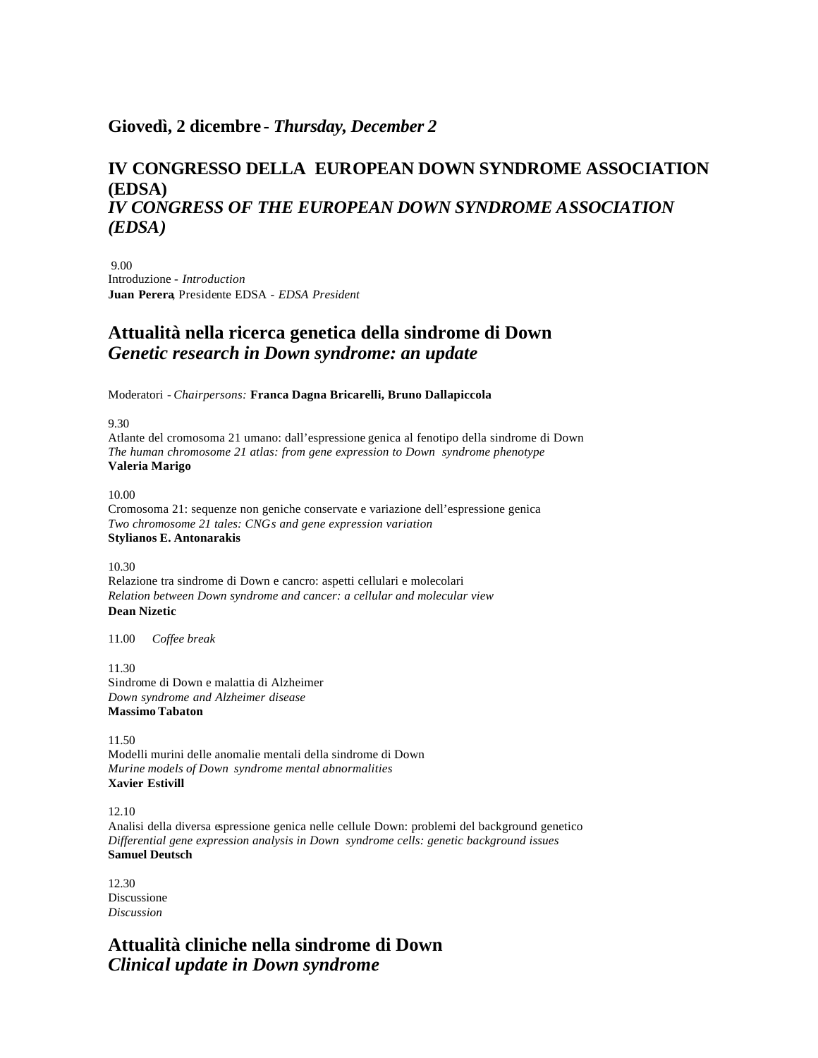**Giovedì, 2 dicembre** - ***Thursday, December 2***

## IV CONGRESSO DELLA EUROPEAN DOWN SYNDROME ASSOCIATION (EDSA)
## *IV CONGRESS OF THE EUROPEAN DOWN SYNDROME ASSOCIATION (EDSA)*

9.00
Introduzione - *Introduction*
**Juan Perera**, Presidente EDSA - *EDSA President*

## Attualità nella ricerca genetica della sindrome di Down
## *Genetic research in Down syndrome: an update*

Moderatori - *Chairpersons:* **Franca Dagna Bricarelli, Bruno Dallapiccola**

9.30
Atlante del cromosoma 21 umano: dall'espressione genica al fenotipo della sindrome di Down
*The human chromosome 21 atlas: from gene expression to Down syndrome phenotype*
**Valeria Marigo**

10.00
Cromosoma 21: sequenze non geniche conservate e variazione dell'espressione genica
*Two chromosome 21 tales: CNGs and gene expression variation*
**Stylianos E. Antonarakis**

10.30
Relazione tra sindrome di Down e cancro: aspetti cellulari e molecolari
*Relation between Down syndrome and cancer: a cellular and molecular view*
**Dean Nizetic**

11.00 *Coffee break*

11.30
Sindrome di Down e malattia di Alzheimer
*Down syndrome and Alzheimer disease*
**Massimo Tabaton**

11.50
Modelli murini delle anomalie mentali della sindrome di Down
*Murine models of Down syndrome mental abnormalities*
**Xavier Estivill**

12.10
Analisi della diversa espressione genica nelle cellule Down: problemi del background genetico
*Differential gene expression analysis in Down syndrome cells: genetic background issues*
**Samuel Deutsch**

12.30
Discussione
*Discussion*

## Attualità cliniche nella sindrome di Down
## *Clinical update in Down syndrome*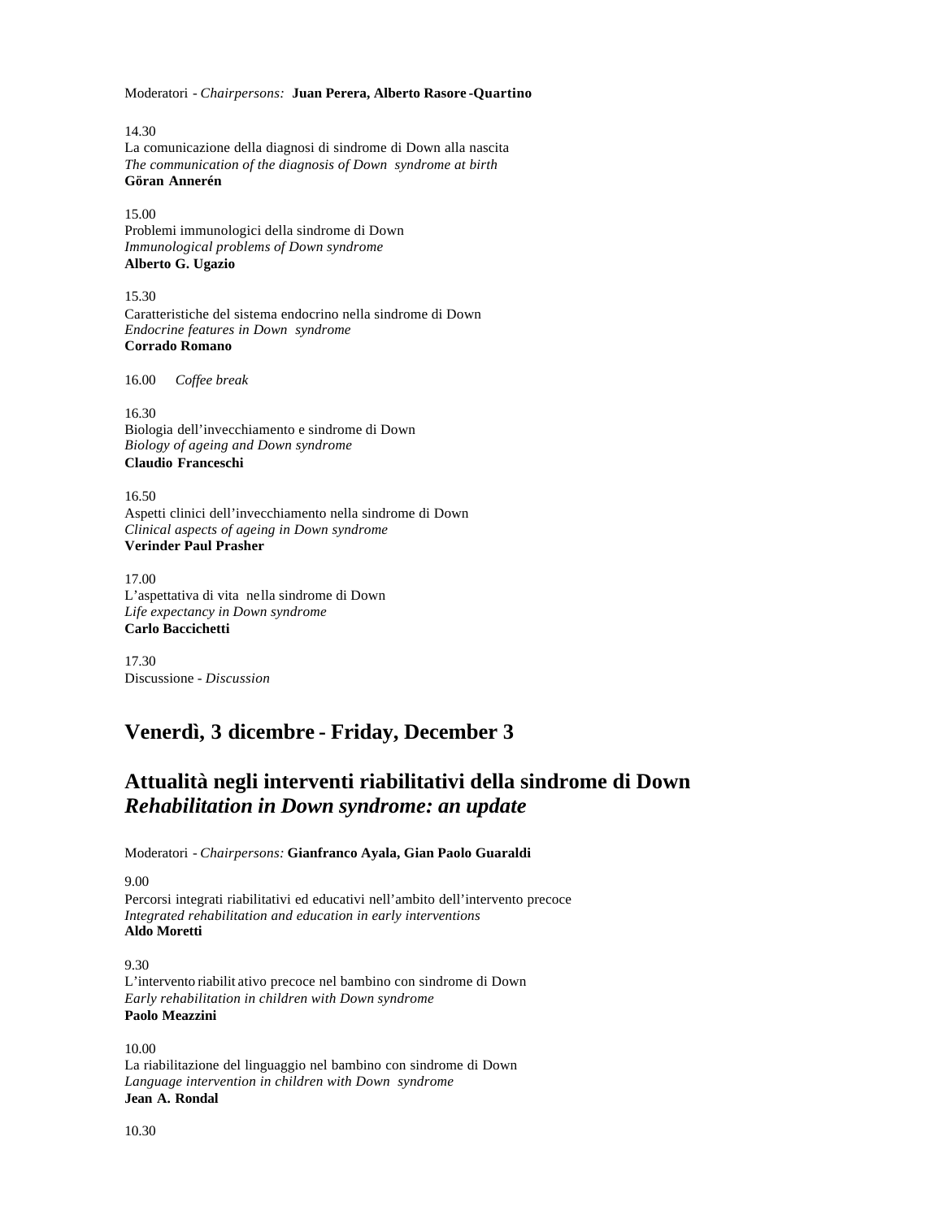Moderatori - *Chairpersons:* **Juan Perera, Alberto Rasore-Quartino**

14.30
La comunicazione della diagnosi di sindrome di Down alla nascita
*The communication of the diagnosis of Down syndrome at birth*
**Göran Annerén**

15.00
Problemi immunologici della sindrome di Down
*Immunological problems of Down syndrome*
**Alberto G. Ugazio**

15.30
Caratteristiche del sistema endocrino nella sindrome di Down
*Endocrine features in Down syndrome*
**Corrado Romano**

16.00 *Coffee break*

16.30
Biologia dell'invecchiamento e sindrome di Down
*Biology of ageing and Down syndrome*
**Claudio Franceschi**

16.50
Aspetti clinici dell'invecchiamento nella sindrome di Down
*Clinical aspects of ageing in Down syndrome*
**Verinder Paul Prasher**

17.00
L'aspettativa di vita nella sindrome di Down
*Life expectancy in Down syndrome*
**Carlo Baccichetti**

17.30
Discussione - *Discussion*

## Venerdì, 3 dicembre - Friday, December 3

## Attualità negli interventi riabilitativi della sindrome di Down *Rehabilitation in Down syndrome: an update*

Moderatori - *Chairpersons:* **Gianfranco Ayala, Gian Paolo Guaraldi**

9.00
Percorsi integrati riabilitativi ed educativi nell'ambito dell'intervento precoce
*Integrated rehabilitation and education in early interventions*
**Aldo Moretti**

9.30
L'intervento riabilitativo precoce nel bambino con sindrome di Down
*Early rehabilitation in children with Down syndrome*
**Paolo Meazzini**

10.00
La riabilitazione del linguaggio nel bambino con sindrome di Down
*Language intervention in children with Down syndrome*
**Jean A. Rondal**

10.30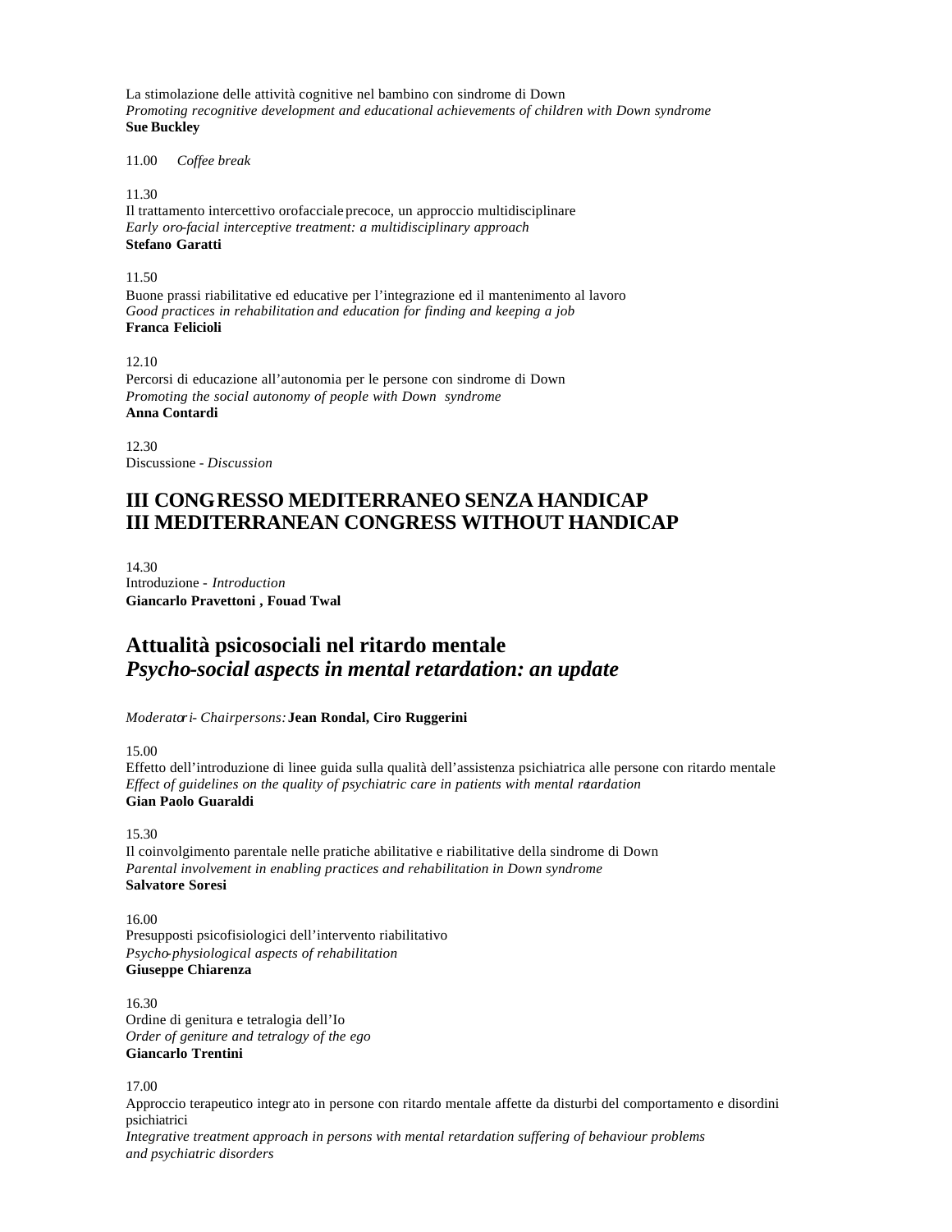La stimolazione delle attività cognitive nel bambino con sindrome di Down
*Promoting recognitive development and educational achievements of children with Down syndrome*
**Sue Buckley**

11.00 *Coffee break*

11.30
Il trattamento intercettivo orofacciale precoce, un approccio multidisciplinare
*Early oro-facial interceptive treatment: a multidisciplinary approach*
**Stefano Garatti**

11.50
Buone prassi riabilitative ed educative per l'integrazione ed il mantenimento al lavoro
*Good practices in rehabilitation and education for finding and keeping a job*
**Franca Felicioli**

12.10
Percorsi di educazione all'autonomia per le persone con sindrome di Down
*Promoting the social autonomy of people with Down syndrome*
**Anna Contardi**

12.30
Discussione - *Discussion*

## III CONGRESSO MEDITERRANEO SENZA HANDICAP
## III MEDITERRANEAN CONGRESS WITHOUT HANDICAP

14.30
Introduzione - *Introduction*
**Giancarlo Pravettoni , Fouad Twal**

## Attualità psicosociali nel ritardo mentale
## *Psycho-social aspects in mental retardation: an update*

*Moderatori - Chairpersons:* **Jean Rondal, Ciro Ruggerini**

15.00
Effetto dell'introduzione di linee guida sulla qualità dell'assistenza psichiatrica alle persone con ritardo mentale
*Effect of guidelines on the quality of psychiatric care in patients with mental retardation*
**Gian Paolo Guaraldi**

15.30
Il coinvolgimento parentale nelle pratiche abilitative e riabilitative della sindrome di Down
*Parental involvement in enabling practices and rehabilitation in Down syndrome*
**Salvatore Soresi**

16.00
Presupposti psicofisiologici dell'intervento riabilitativo
*Psycho-physiological aspects of rehabilitation*
**Giuseppe Chiarenza**

16.30
Ordine di genitura e tetralogia dell'Io
*Order of geniture and tetralogy of the ego*
**Giancarlo Trentini**

17.00
Approccio terapeutico integrato in persone con ritardo mentale affette da disturbi del comportamento e disordini psichiatrici
*Integrative treatment approach in persons with mental retardation suffering of behaviour problems and psychiatric disorders*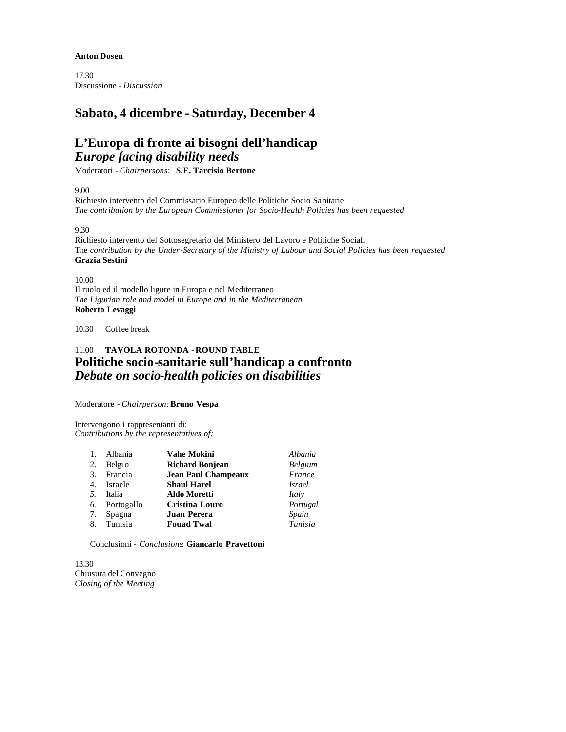**Anton Dosen**

17.30
Discussione - *Discussion*

## Sabato, 4 dicembre - Saturday, December 4

## L'Europa di fronte ai bisogni dell'handicap
## *Europe facing disability needs*

Moderatori - *Chairpersons*: **S.E. Tarcisio Bertone**

9.00
Richiesto intervento del Commissario Europeo delle Politiche Socio Sanitarie
*The contribution by the European Commissioner for Socio-Health Policies has been requested*

9.30
Richiesto intervento del Sottosegretario del Ministero del Lavoro e Politiche Sociali
The *contribution by the Under-Secretary of the Ministry of Labour and Social Policies has been requested*
**Grazia Sestini**

10.00
Il ruolo ed il modello ligure in Europa e nel Mediterraneo
*The Ligurian role and model in Europe and in the Mediterranean*
**Roberto Levaggi**

10.30 Coffee break

11.00 **TAVOLA ROTONDA - ROUND TABLE**

## Politiche socio-sanitarie sull'handicap a confronto
## *Debate on socio-health policies on disabilities*

Moderatore - *Chairperson:* **Bruno Vespa**

Intervengono i rappresentanti di:
*Contributions by the representatives of:*

| | | | |
|---|---|---|---|
| 1. | Albania | **Vahe Mokini** | *Albania* |
| 2. | Belgio | **Richard Bonjean** | *Belgium* |
| 3. | Francia | **Jean Paul Champeaux** | *France* |
| 4. | Israele | **Shaul Harel** | *Israel* |
| 5. | Italia | **Aldo Moretti** | *Italy* |
| 6. | Portogallo | **Cristina Louro** | *Portugal* |
| 7. | Spagna | **Juan Perera** | *Spain* |
| 8. | Tunisia | **Fouad Twal** | *Tunisia* |

Conclusioni - *Conclusions*: **Giancarlo Pravettoni**

13.30
Chiusura del Convegno
*Closing of the Meeting*